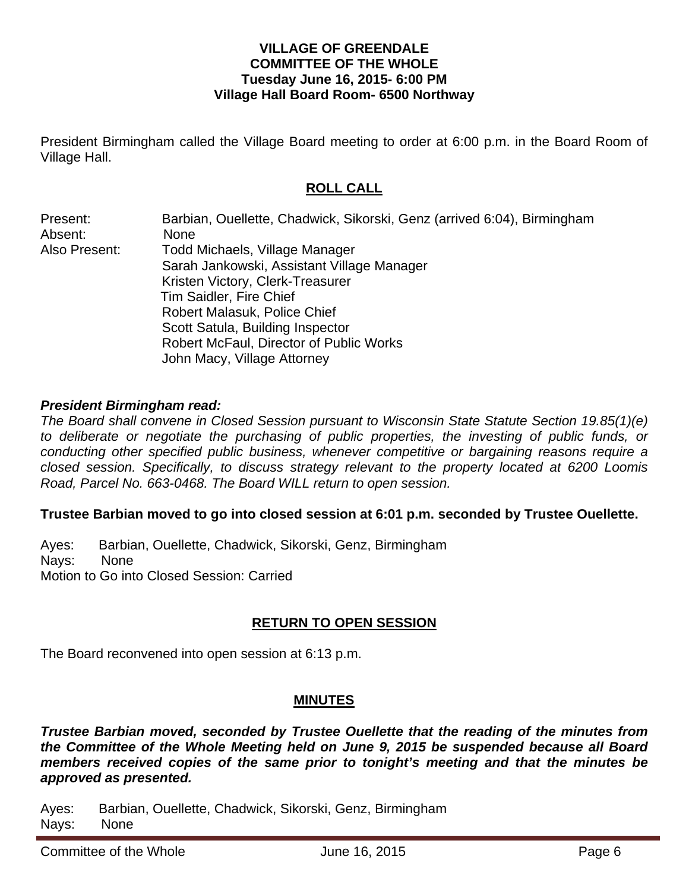# VILLAGE OF GREENDALE
## COMMITTEE OF THE WHOLE
**Tuesday June 16, 2015- 6:00 PM**
**Village Hall Board Room- 6500 Northway**

President Birmingham called the Village Board meeting to order at 6:00 p.m. in the Board Room of Village Hall.

## ROLL CALL

Present: Barbian, Ouellette, Chadwick, Sikorski, Genz (arrived 6:04), Birmingham
Absent: None
Also Present: Todd Michaels, Village Manager
Sarah Jankowski, Assistant Village Manager
Kristen Victory, Clerk-Treasurer
Tim Saidler, Fire Chief
Robert Malasuk, Police Chief
Scott Satula, Building Inspector
Robert McFaul, Director of Public Works
John Macy, Village Attorney

***President Birmingham read:***
*The Board shall convene in Closed Session pursuant to Wisconsin State Statute Section 19.85(1)(e) to deliberate or negotiate the purchasing of public properties, the investing of public funds, or conducting other specified public business, whenever competitive or bargaining reasons require a closed session. Specifically, to discuss strategy relevant to the property located at 6200 Loomis Road, Parcel No. 663-0468. The Board WILL return to open session.*

**Trustee Barbian moved to go into closed session at 6:01 p.m. seconded by Trustee Ouellette.**

Ayes: Barbian, Ouellette, Chadwick, Sikorski, Genz, Birmingham
Nays: None
Motion to Go into Closed Session: Carried

## RETURN TO OPEN SESSION

The Board reconvened into open session at 6:13 p.m.

## MINUTES

***Trustee Barbian moved, seconded by Trustee Ouellette that the reading of the minutes from the Committee of the Whole Meeting held on June 9, 2015 be suspended because all Board members received copies of the same prior to tonight's meeting and that the minutes be approved as presented.***

Ayes: Barbian, Ouellette, Chadwick, Sikorski, Genz, Birmingham
Nays: None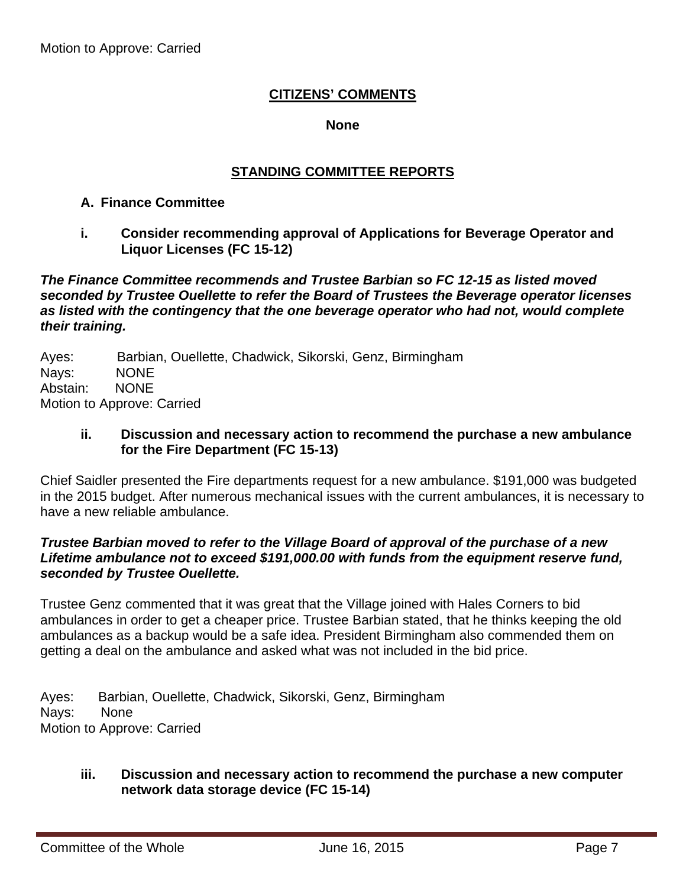Motion to Approve: Carried

## CITIZENS' COMMENTS

**None**

## STANDING COMMITTEE REPORTS

**A. Finance Committee**

**i. Consider recommending approval of Applications for Beverage Operator and Liquor Licenses (FC 15-12)**

***The Finance Committee recommends and Trustee Barbian so FC 12-15 as listed moved seconded by Trustee Ouellette to refer the Board of Trustees the Beverage operator licenses as listed with the contingency that the one beverage operator who had not, would complete their training.***

Ayes: Barbian, Ouellette, Chadwick, Sikorski, Genz, Birmingham
Nays: NONE
Abstain: NONE
Motion to Approve: Carried

**ii. Discussion and necessary action to recommend the purchase a new ambulance for the Fire Department (FC 15-13)**

Chief Saidler presented the Fire departments request for a new ambulance. $191,000 was budgeted in the 2015 budget. After numerous mechanical issues with the current ambulances, it is necessary to have a new reliable ambulance.

***Trustee Barbian moved to refer to the Village Board of approval of the purchase of a new Lifetime ambulance not to exceed $191,000.00 with funds from the equipment reserve fund, seconded by Trustee Ouellette.***

Trustee Genz commented that it was great that the Village joined with Hales Corners to bid ambulances in order to get a cheaper price. Trustee Barbian stated, that he thinks keeping the old ambulances as a backup would be a safe idea. President Birmingham also commended them on getting a deal on the ambulance and asked what was not included in the bid price.

Ayes: Barbian, Ouellette, Chadwick, Sikorski, Genz, Birmingham
Nays: None
Motion to Approve: Carried

**iii. Discussion and necessary action to recommend the purchase a new computer network data storage device (FC 15-14)**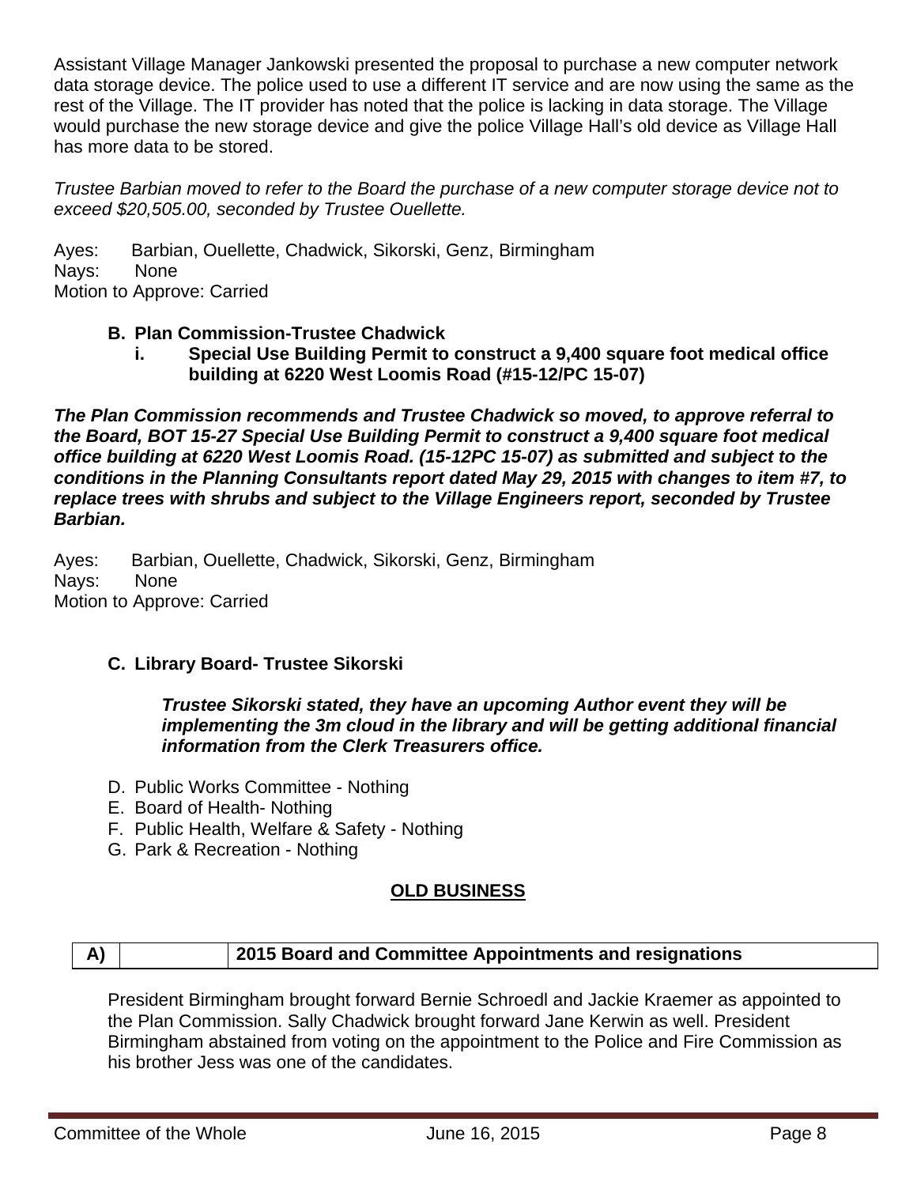Assistant Village Manager Jankowski presented the proposal to purchase a new computer network data storage device. The police used to use a different IT service and are now using the same as the rest of the Village. The IT provider has noted that the police is lacking in data storage. The Village would purchase the new storage device and give the police Village Hall's old device as Village Hall has more data to be stored.

*Trustee Barbian moved to refer to the Board the purchase of a new computer storage device not to exceed $20,505.00, seconded by Trustee Ouellette.*

Ayes: Barbian, Ouellette, Chadwick, Sikorski, Genz, Birmingham
Nays: None
Motion to Approve: Carried

**B. Plan Commission-Trustee Chadwick**

**i. Special Use Building Permit to construct a 9,400 square foot medical office building at 6220 West Loomis Road (#15-12/PC 15-07)**

***The Plan Commission recommends and Trustee Chadwick so moved, to approve referral to the Board, BOT 15-27 Special Use Building Permit to construct a 9,400 square foot medical office building at 6220 West Loomis Road. (15-12PC 15-07) as submitted and subject to the conditions in the Planning Consultants report dated May 29, 2015 with changes to item #7, to replace trees with shrubs and subject to the Village Engineers report, seconded by Trustee Barbian.***

Ayes: Barbian, Ouellette, Chadwick, Sikorski, Genz, Birmingham
Nays: None
Motion to Approve: Carried

**C. Library Board- Trustee Sikorski**

***Trustee Sikorski stated, they have an upcoming Author event they will be implementing the 3m cloud in the library and will be getting additional financial information from the Clerk Treasurers office.***

D. Public Works Committee - Nothing
E. Board of Health- Nothing
F. Public Health, Welfare & Safety - Nothing
G. Park & Recreation - Nothing

## OLD BUSINESS

| A) | | 2015 Board and Committee Appointments and resignations |
|---|---|---|

President Birmingham brought forward Bernie Schroedl and Jackie Kraemer as appointed to the Plan Commission. Sally Chadwick brought forward Jane Kerwin as well. President Birmingham abstained from voting on the appointment to the Police and Fire Commission as his brother Jess was one of the candidates.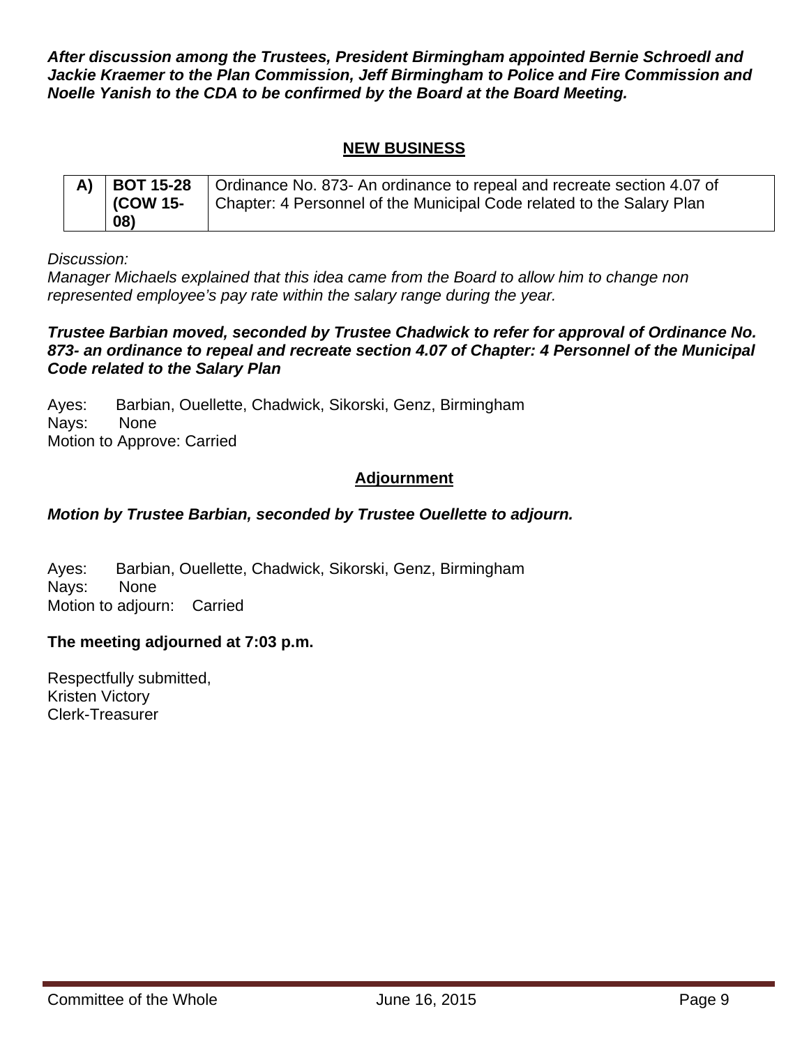***After discussion among the Trustees, President Birmingham appointed Bernie Schroedl and Jackie Kraemer to the Plan Commission, Jeff Birmingham to Police and Fire Commission and Noelle Yanish to the CDA to be confirmed by the Board at the Board Meeting.***

## NEW BUSINESS

| | | |
|---|---|---|
| **A)** | **BOT 15-28 (COW 15-08)** | Ordinance No. 873- An ordinance to repeal and recreate section 4.07 of Chapter: 4 Personnel of the Municipal Code related to the Salary Plan |

*Discussion:*
*Manager Michaels explained that this idea came from the Board to allow him to change non represented employee's pay rate within the salary range during the year.*

***Trustee Barbian moved, seconded by Trustee Chadwick to refer for approval of Ordinance No. 873- an ordinance to repeal and recreate section 4.07 of Chapter: 4 Personnel of the Municipal Code related to the Salary Plan***

Ayes: Barbian, Ouellette, Chadwick, Sikorski, Genz, Birmingham
Nays: None
Motion to Approve: Carried

## Adjournment

***Motion by Trustee Barbian, seconded by Trustee Ouellette to adjourn.***

Ayes: Barbian, Ouellette, Chadwick, Sikorski, Genz, Birmingham
Nays: None
Motion to adjourn: Carried

**The meeting adjourned at 7:03 p.m.**

Respectfully submitted,
Kristen Victory
Clerk-Treasurer